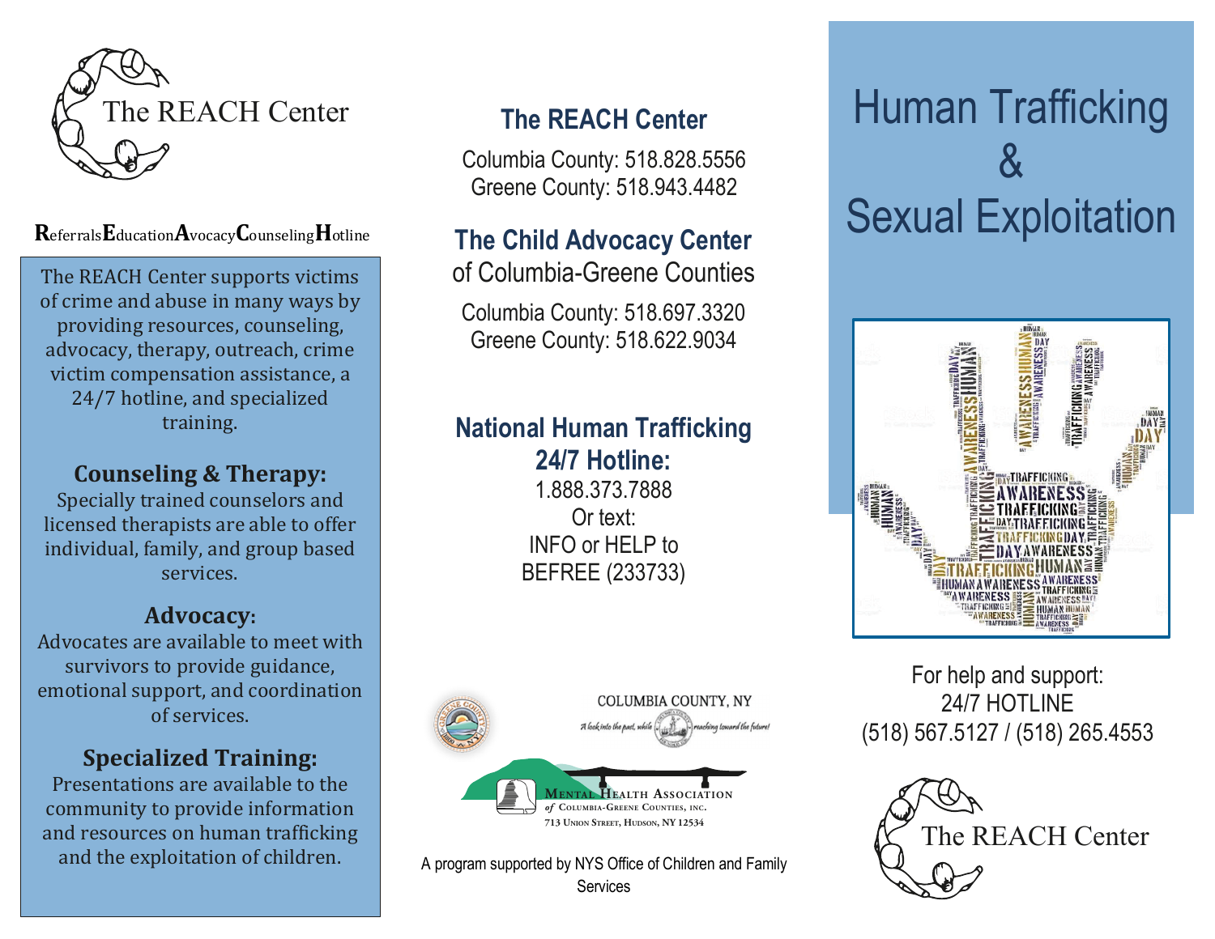# The REACH Center

**R**eferrals **E**ducation **A**vocacy **C**ounseling **H**otline

The REACH Center supports victims of crime and abuse in many ways by providing resources, counseling, advocacy, therapy, outreach, crime victim compensation assistance, a 24/7 hotline, and specialized training.

### Counseling & Therapy:

Specially trained counselors and licensed therapists are able to offer individual, family, and group based services.

### Advocacy:

Advocates are available to meet with survivors to provide guidance, emotional support, and coordination of services.

### Specialized Training:

Presentations are available to the community to provide information and resources on human trafficking and the exploitation of children.

## The REACH Center

Columbia County: 518.828.5556
Greene County: 518.943.4482

## The Child Advocacy Center

of Columbia-Greene Counties

Columbia County: 518.697.3320
Greene County: 518.622.9034

## National Human Trafficking 24/7 Hotline:

1.888.373.7888
Or text:
INFO or HELP to
BEFREE (233733)

COLUMBIA COUNTY, NY

*A look into the past, while reaching toward the future!*

MENTAL HEALTH ASSOCIATION
*of* COLUMBIA-GREENE COUNTIES, INC.
713 UNION STREET, HUDSON, NY 12534

A program supported by NYS Office of Children and Family Services

# Human Trafficking & Sexual Exploitation

For help and support:
24/7 HOTLINE
(518) 567.5127 / (518) 265.4553

The REACH Center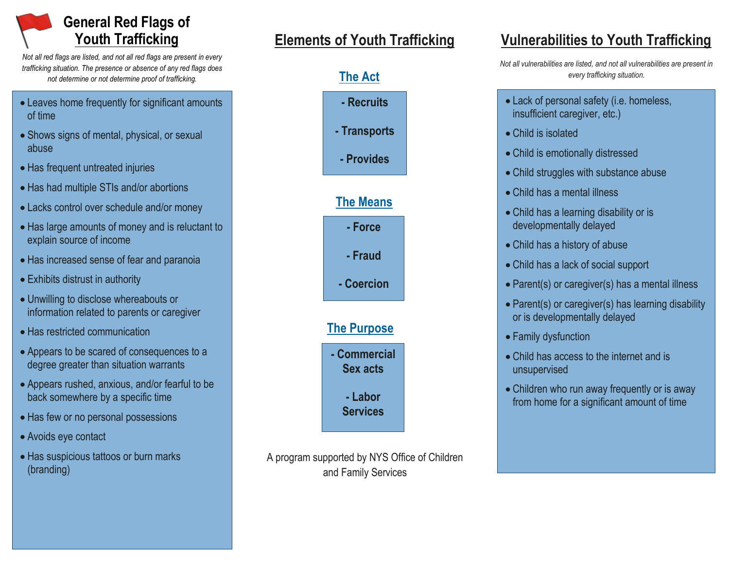## General Red Flags of Youth Trafficking

*Not all red flags are listed, and not all red flags are present in every trafficking situation. The presence or absence of any red flags does not determine or not determine proof of trafficking.*

- Leaves home frequently for significant amounts of time
- Shows signs of mental, physical, or sexual abuse
- Has frequent untreated injuries
- Has had multiple STIs and/or abortions
- Lacks control over schedule and/or money
- Has large amounts of money and is reluctant to explain source of income
- Has increased sense of fear and paranoia
- Exhibits distrust in authority
- Unwilling to disclose whereabouts or information related to parents or caregiver
- Has restricted communication
- Appears to be scared of consequences to a degree greater than situation warrants
- Appears rushed, anxious, and/or fearful to be back somewhere by a specific time
- Has few or no personal possessions
- Avoids eye contact
- Has suspicious tattoos or burn marks (branding)

## Elements of Youth Trafficking

### The Act

- Recruits
- Transports
- Provides

### The Means

- Force
- Fraud
- Coercion

### The Purpose

- Commercial Sex acts
- Labor Services

A program supported by NYS Office of Children and Family Services

## Vulnerabilities to Youth Trafficking

*Not all vulnerabilities are listed, and not all vulnerabilities are present in every trafficking situation.*

- Lack of personal safety (i.e. homeless, insufficient caregiver, etc.)
- Child is isolated
- Child is emotionally distressed
- Child struggles with substance abuse
- Child has a mental illness
- Child has a learning disability or is developmentally delayed
- Child has a history of abuse
- Child has a lack of social support
- Parent(s) or caregiver(s) has a mental illness
- Parent(s) or caregiver(s) has learning disability or is developmentally delayed
- Family dysfunction
- Child has access to the internet and is unsupervised
- Children who run away frequently or is away from home for a significant amount of time